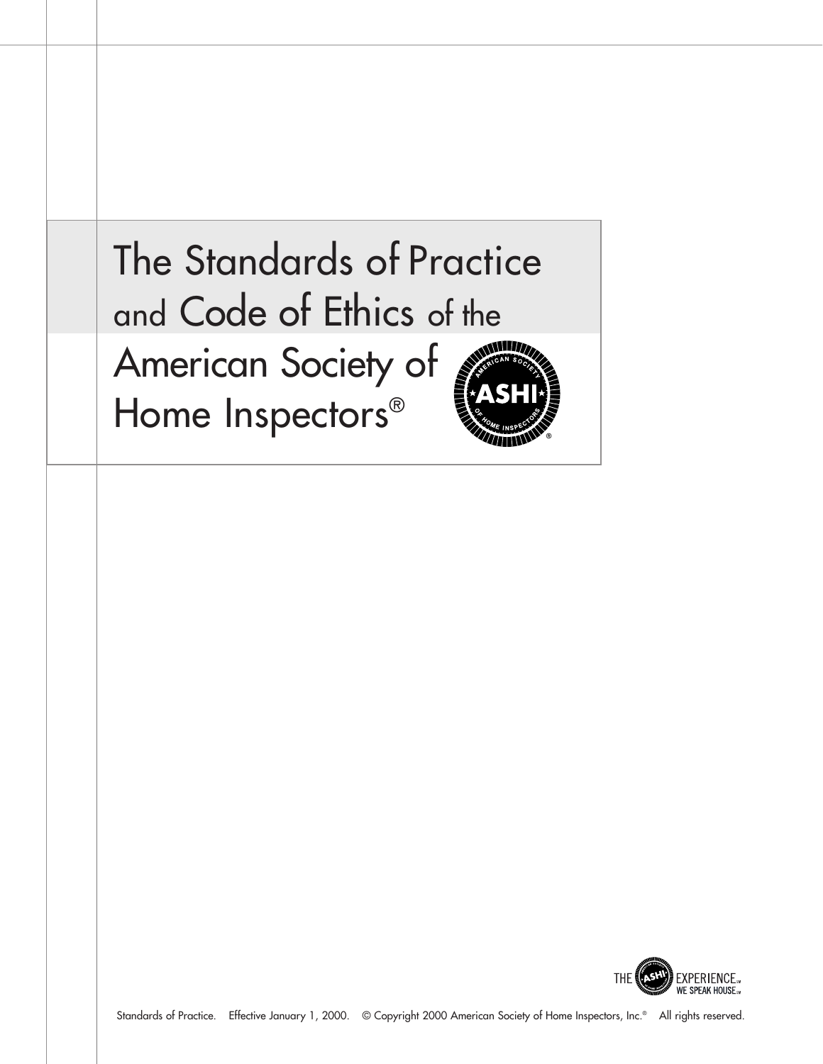# The Standards of Practice and Code of Ethics of the American Society of Home Inspectors®

THE ASHI EXPERIENCE. WE SPEAK HOUSE.

Standards of Practice. Effective January 1, 2000. © Copyright 2000 American Society of Home Inspectors, Inc.® All rights reserved.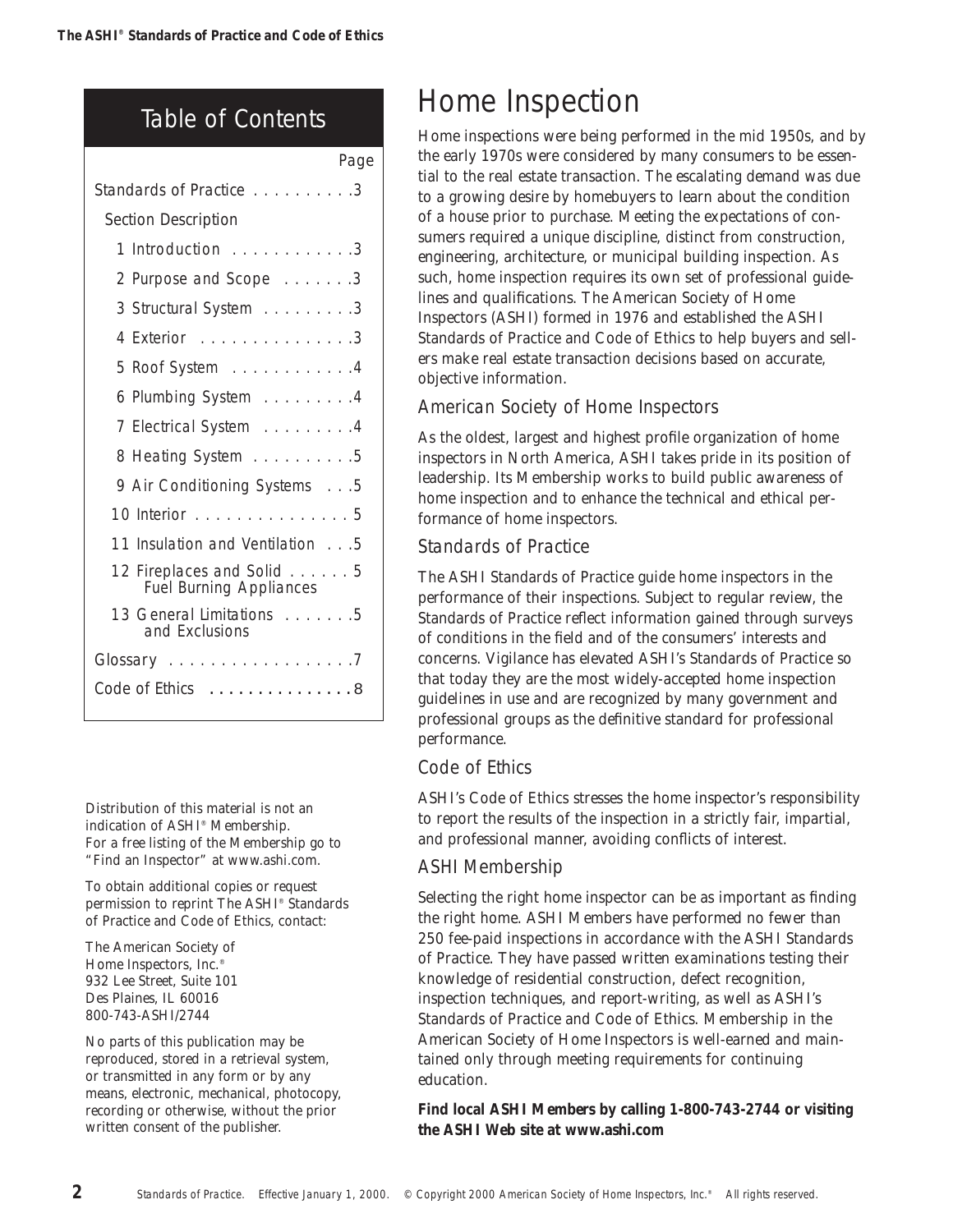## Table of Contents

| | Page |
|---|---|
| Standards of Practice | 3 |
| Section Description | |
| 1 Introduction | 3 |
| 2 Purpose and Scope | 3 |
| 3 Structural System | 3 |
| 4 Exterior | 3 |
| 5 Roof System | 4 |
| 6 Plumbing System | 4 |
| 7 Electrical System | 4 |
| 8 Heating System | 5 |
| 9 Air Conditioning Systems | 5 |
| 10 Interior | 5 |
| 11 Insulation and Ventilation | 5 |
| 12 Fireplaces and Solid Fuel Burning Appliances | 5 |
| 13 General Limitations and Exclusions | 5 |
| Glossary | 7 |
| Code of Ethics | 8 |

Distribution of this material is not an indication of ASHI® Membership. For a free listing of the Membership go to "Find an Inspector" at www.ashi.com.

To obtain additional copies or request permission to reprint The ASHI® Standards of Practice and Code of Ethics, contact:

The American Society of
Home Inspectors, Inc.®
932 Lee Street, Suite 101
Des Plaines, IL 60016
800-743-ASHI/2744

No parts of this publication may be reproduced, stored in a retrieval system, or transmitted in any form or by any means, electronic, mechanical, photocopy, recording or otherwise, without the prior written consent of the publisher.

# Home Inspection

Home inspections were being performed in the mid 1950s, and by the early 1970s were considered by many consumers to be essential to the real estate transaction. The escalating demand was due to a growing desire by homebuyers to learn about the condition of a house prior to purchase. Meeting the expectations of consumers required a unique discipline, distinct from construction, engineering, architecture, or municipal building inspection. As such, home inspection requires its own set of professional guidelines and qualifications. The American Society of Home Inspectors (ASHI) formed in 1976 and established the ASHI Standards of Practice and Code of Ethics to help buyers and sellers make real estate transaction decisions based on accurate, objective information.

## American Society of Home Inspectors

As the oldest, largest and highest profile organization of home inspectors in North America, ASHI takes pride in its position of leadership. Its Membership works to build public awareness of home inspection and to enhance the technical and ethical performance of home inspectors.

## Standards of Practice

The ASHI Standards of Practice guide home inspectors in the performance of their inspections. Subject to regular review, the Standards of Practice reflect information gained through surveys of conditions in the field and of the consumers' interests and concerns. Vigilance has elevated ASHI's Standards of Practice so that today they are the most widely-accepted home inspection guidelines in use and are recognized by many government and professional groups as the definitive standard for professional performance.

## Code of Ethics

ASHI's Code of Ethics stresses the home inspector's responsibility to report the results of the inspection in a strictly fair, impartial, and professional manner, avoiding conflicts of interest.

## ASHI Membership

Selecting the right home inspector can be as important as finding the right home. ASHI Members have performed no fewer than 250 fee-paid inspections in accordance with the ASHI Standards of Practice. They have passed written examinations testing their knowledge of residential construction, defect recognition, inspection techniques, and report-writing, as well as ASHI's Standards of Practice and Code of Ethics. Membership in the American Society of Home Inspectors is well-earned and maintained only through meeting requirements for continuing education.

**Find local ASHI Members by calling 1-800-743-2744 or visiting the ASHI Web site at www.ashi.com**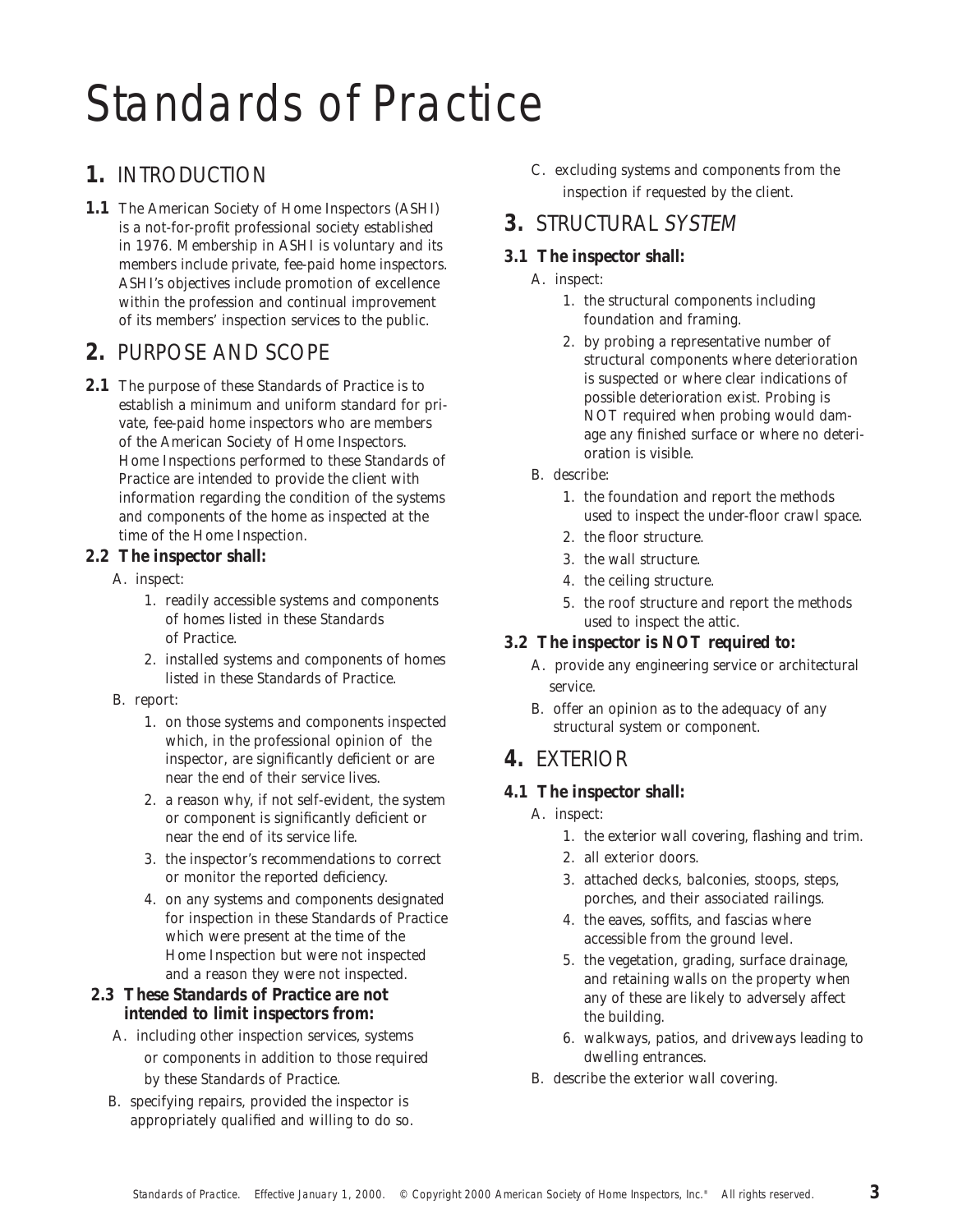# Standards of Practice

## 1. INTRODUCTION

**1.1** The American Society of Home Inspectors (ASHI) is a not-for-profit professional society established in 1976. Membership in ASHI is voluntary and its members include private, fee-paid home inspectors. ASHI's objectives include promotion of excellence within the profession and continual improvement of its members' inspection services to the public.

## 2. PURPOSE AND SCOPE

**2.1** The purpose of these Standards of Practice is to establish a minimum and uniform standard for private, fee-paid home inspectors who are members of the American Society of Home Inspectors. Home Inspections performed to these Standards of Practice are intended to provide the client with information regarding the condition of the systems and components of the home as inspected at the time of the Home Inspection.

**2.2 The inspector shall:**

A. inspect:
   1. readily accessible systems and components of homes listed in these Standards of Practice.
   2. installed systems and components of homes listed in these Standards of Practice.

B. report:
   1. on those systems and components inspected which, in the professional opinion of the inspector, are significantly deficient or are near the end of their service lives.
   2. a reason why, if not self-evident, the system or component is significantly deficient or near the end of its service life.
   3. the inspector's recommendations to correct or monitor the reported deficiency.
   4. on any systems and components designated for inspection in these Standards of Practice which were present at the time of the Home Inspection but were not inspected and a reason they were not inspected.

**2.3 These Standards of Practice are not intended to limit inspectors from:**

A. including other inspection services, systems or components in addition to those required by these Standards of Practice.

B. specifying repairs, provided the inspector is appropriately qualified and willing to do so.

C. excluding systems and components from the inspection if requested by the client.

## 3. STRUCTURAL *SYSTEM*

**3.1 The inspector shall:**

A. inspect:
   1. the structural components including foundation and framing.
   2. by probing a representative number of structural components where deterioration is suspected or where clear indications of possible deterioration exist. Probing is NOT required when probing would damage any finished surface or where no deterioration is visible.

B. describe:
   1. the foundation and report the methods used to inspect the under-floor crawl space.
   2. the floor structure.
   3. the wall structure.
   4. the ceiling structure.
   5. the roof structure and report the methods used to inspect the attic.

**3.2 The inspector is NOT required to:**

A. provide any engineering service or architectural service.

B. offer an opinion as to the adequacy of any structural system or component.

## 4. EXTERIOR

**4.1 The inspector shall:**

A. inspect:
   1. the exterior wall covering, flashing and trim.
   2. all exterior doors.
   3. attached decks, balconies, stoops, steps, porches, and their associated railings.
   4. the eaves, soffits, and fascias where accessible from the ground level.
   5. the vegetation, grading, surface drainage, and retaining walls on the property when any of these are likely to adversely affect the building.
   6. walkways, patios, and driveways leading to dwelling entrances.

B. describe the exterior wall covering.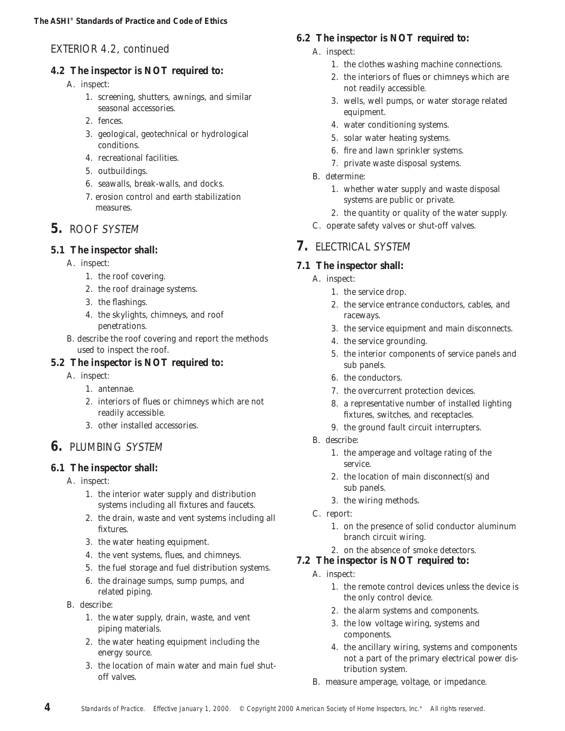EXTERIOR 4.2, continued

### 4.2 The inspector is NOT required to:

A. inspect:
   1. screening, shutters, awnings, and similar seasonal accessories.
   2. fences.
   3. geological, geotechnical or hydrological conditions.
   4. recreational facilities.
   5. outbuildings.
   6. seawalls, break-walls, and docks.
   7. erosion control and earth stabilization measures.

## 5. ROOF *SYSTEM*

### 5.1 The inspector shall:

A. inspect:
   1. the roof covering.
   2. the roof drainage systems.
   3. the flashings.
   4. the skylights, chimneys, and roof penetrations.

B. describe the roof covering and report the methods used to inspect the roof.

### 5.2 The inspector is NOT required to:

A. inspect:
   1. antennae.
   2. interiors of flues or chimneys which are not readily accessible.
   3. other installed accessories.

## 6. PLUMBING *SYSTEM*

### 6.1 The inspector shall:

A. inspect:
   1. the interior water supply and distribution systems including all fixtures and faucets.
   2. the drain, waste and vent systems including all fixtures.
   3. the water heating equipment.
   4. the vent systems, flues, and chimneys.
   5. the fuel storage and fuel distribution systems.
   6. the drainage sumps, sump pumps, and related piping.

B. describe:
   1. the water supply, drain, waste, and vent piping materials.
   2. the water heating equipment including the energy source.
   3. the location of main water and main fuel shut-off valves.

### 6.2 The inspector is NOT required to:

A. inspect:
   1. the clothes washing machine connections.
   2. the interiors of flues or chimneys which are not readily accessible.
   3. wells, well pumps, or water storage related equipment.
   4. water conditioning systems.
   5. solar water heating systems.
   6. fire and lawn sprinkler systems.
   7. private waste disposal systems.

B. determine:
   1. whether water supply and waste disposal systems are public or private.
   2. the quantity or quality of the water supply.

C. operate safety valves or shut-off valves.

## 7. ELECTRICAL *SYSTEM*

### 7.1 The inspector shall:

A. inspect:
   1. the service drop.
   2. the service entrance conductors, cables, and raceways.
   3. the service equipment and main disconnects.
   4. the service grounding.
   5. the interior components of service panels and sub panels.
   6. the conductors.
   7. the overcurrent protection devices.
   8. a representative number of installed lighting fixtures, switches, and receptacles.
   9. the ground fault circuit interrupters.

B. describe:
   1. the amperage and voltage rating of the service.
   2. the location of main disconnect(s) and sub panels.
   3. the wiring methods.

C. report:
   1. on the presence of solid conductor aluminum branch circuit wiring.
   2. on the absence of smoke detectors.

### 7.2 The inspector is NOT required to:

A. inspect:
   1. the remote control devices unless the device is the only control device.
   2. the alarm systems and components.
   3. the low voltage wiring, systems and components.
   4. the ancillary wiring, systems and components not a part of the primary electrical power distribution system.

B. measure amperage, voltage, or impedance.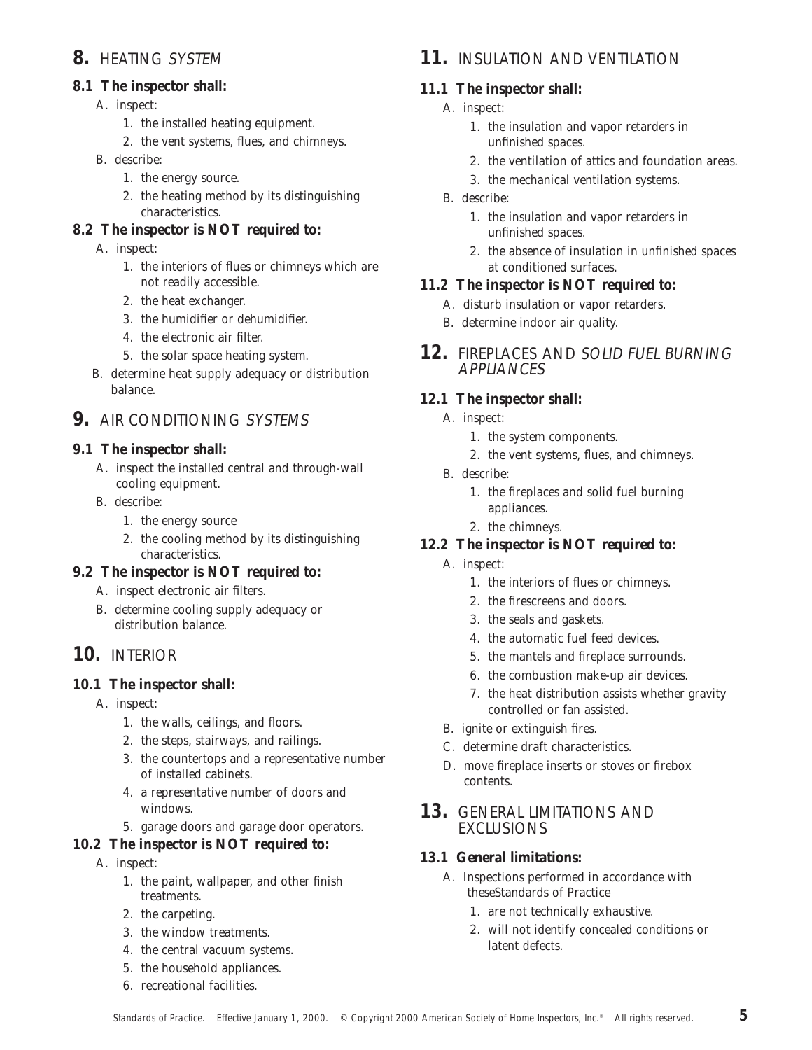## 8. HEATING *SYSTEM*

### 8.1 The inspector shall:

A. inspect:
   1. the installed heating equipment.
   2. the vent systems, flues, and chimneys.

B. describe:
   1. the energy source.
   2. the heating method by its distinguishing characteristics.

### 8.2 The inspector is NOT required to:

A. inspect:
   1. the interiors of flues or chimneys which are not readily accessible.
   2. the heat exchanger.
   3. the humidifier or dehumidifier.
   4. the electronic air filter.
   5. the solar space heating system.

B. determine heat supply adequacy or distribution balance.

## 9. AIR CONDITIONING *SYSTEMS*

### 9.1 The inspector shall:

A. inspect the installed central and through-wall cooling equipment.

B. describe:
   1. the energy source
   2. the cooling method by its distinguishing characteristics.

### 9.2 The inspector is NOT required to:

A. inspect electronic air filters.

B. determine cooling supply adequacy or distribution balance.

## 10. INTERIOR

### 10.1 The inspector shall:

A. inspect:
   1. the walls, ceilings, and floors.
   2. the steps, stairways, and railings.
   3. the countertops and a representative number of installed cabinets.
   4. a representative number of doors and windows.
   5. garage doors and garage door operators.

### 10.2 The inspector is NOT required to:

A. inspect:
   1. the paint, wallpaper, and other finish treatments.
   2. the carpeting.
   3. the window treatments.
   4. the central vacuum systems.
   5. the household appliances.
   6. recreational facilities.

## 11. INSULATION AND VENTILATION

### 11.1 The inspector shall:

A. inspect:
   1. the insulation and vapor retarders in unfinished spaces.
   2. the ventilation of attics and foundation areas.
   3. the mechanical ventilation systems.

B. describe:
   1. the insulation and vapor retarders in unfinished spaces.
   2. the absence of insulation in unfinished spaces at conditioned surfaces.

### 11.2 The inspector is NOT required to:

A. disturb insulation or vapor retarders.

B. determine indoor air quality.

## 12. FIREPLACES AND *SOLID FUEL BURNING APPLIANCES*

### 12.1 The inspector shall:

A. inspect:
   1. the system components.
   2. the vent systems, flues, and chimneys.

B. describe:
   1. the fireplaces and solid fuel burning appliances.
   2. the chimneys.

### 12.2 The inspector is NOT required to:

A. inspect:
   1. the interiors of flues or chimneys.
   2. the firescreens and doors.
   3. the seals and gaskets.
   4. the automatic fuel feed devices.
   5. the mantels and fireplace surrounds.
   6. the combustion make-up air devices.
   7. the heat distribution assists whether gravity controlled or fan assisted.

B. ignite or extinguish fires.

C. determine draft characteristics.

D. move fireplace inserts or stoves or firebox contents.

## 13. GENERAL LIMITATIONS AND EXCLUSIONS

### 13.1 General limitations:

A. Inspections performed in accordance with theseStandards of Practice
   1. are not technically exhaustive.
   2. will not identify concealed conditions or latent defects.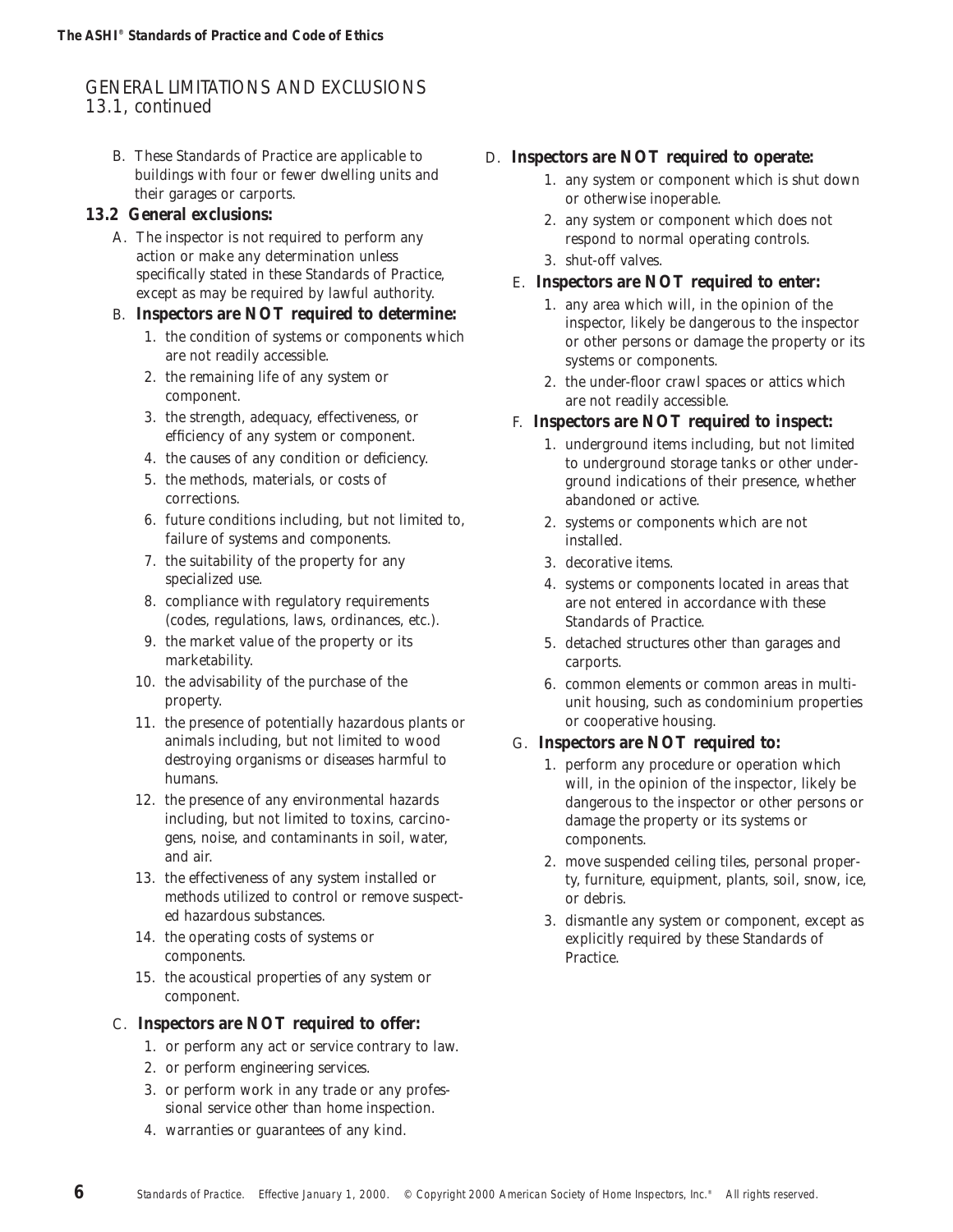## GENERAL LIMITATIONS AND EXCLUSIONS
13.1, continued

B. These Standards of Practice are applicable to buildings with four or fewer dwelling units and their garages or carports.

### 13.2 General exclusions:

A. The inspector is not required to perform any action or make any determination unless specifically stated in these Standards of Practice, except as may be required by lawful authority.

B. **Inspectors are NOT required to determine:**

1. the condition of systems or components which are not readily accessible.
2. the remaining life of any system or component.
3. the strength, adequacy, effectiveness, or efficiency of any system or component.
4. the causes of any condition or deficiency.
5. the methods, materials, or costs of corrections.
6. future conditions including, but not limited to, failure of systems and components.
7. the suitability of the property for any specialized use.
8. compliance with regulatory requirements (codes, regulations, laws, ordinances, etc.).
9. the market value of the property or its marketability.
10. the advisability of the purchase of the property.
11. the presence of potentially hazardous plants or animals including, but not limited to wood destroying organisms or diseases harmful to humans.
12. the presence of any environmental hazards including, but not limited to toxins, carcinogens, noise, and contaminants in soil, water, and air.
13. the effectiveness of any system installed or methods utilized to control or remove suspected hazardous substances.
14. the operating costs of systems or components.
15. the acoustical properties of any system or component.

C. **Inspectors are NOT required to offer:**

1. or perform any act or service contrary to law.
2. or perform engineering services.
3. or perform work in any trade or any professional service other than home inspection.
4. warranties or guarantees of any kind.

D. **Inspectors are NOT required to operate:**

1. any system or component which is shut down or otherwise inoperable.
2. any system or component which does not respond to normal operating controls.
3. shut-off valves.

E. **Inspectors are NOT required to enter:**

1. any area which will, in the opinion of the inspector, likely be dangerous to the inspector or other persons or damage the property or its systems or components.
2. the under-floor crawl spaces or attics which are not readily accessible.

F. **Inspectors are NOT required to inspect:**

1. underground items including, but not limited to underground storage tanks or other underground indications of their presence, whether abandoned or active.
2. systems or components which are not installed.
3. decorative items.
4. systems or components located in areas that are not entered in accordance with these Standards of Practice.
5. detached structures other than garages and carports.
6. common elements or common areas in multi-unit housing, such as condominium properties or cooperative housing.

G. **Inspectors are NOT required to:**

1. perform any procedure or operation which will, in the opinion of the inspector, likely be dangerous to the inspector or other persons or damage the property or its systems or components.
2. move suspended ceiling tiles, personal property, furniture, equipment, plants, soil, snow, ice, or debris.
3. dismantle any system or component, except as explicitly required by these Standards of Practice.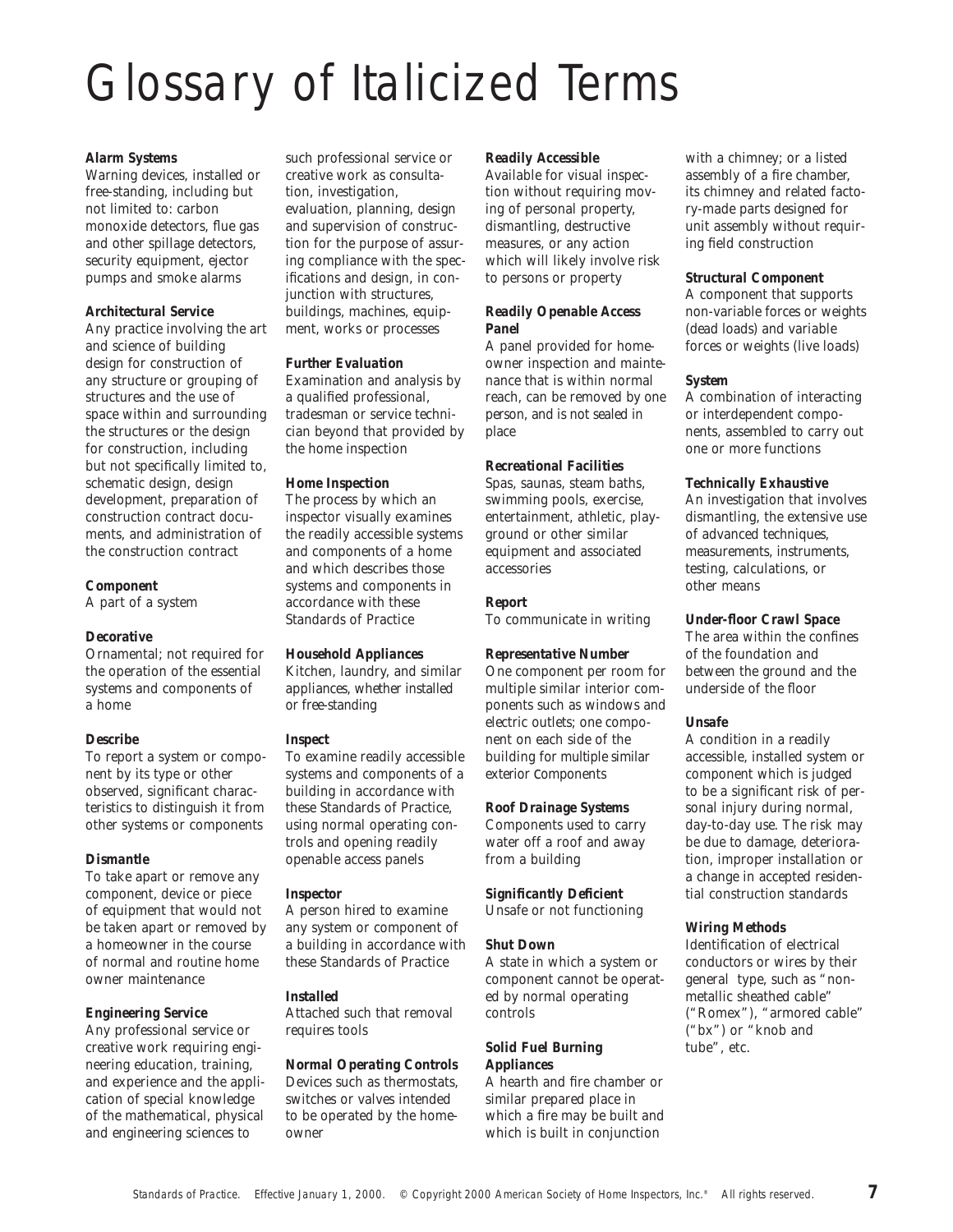# Glossary of Italicized Terms

**Alarm Systems**
Warning devices, installed or free-standing, including but not limited to: carbon monoxide detectors, flue gas and other spillage detectors, security equipment, ejector pumps and smoke alarms

**Architectural Service**
Any practice involving the art and science of building design for construction of any structure or grouping of structures and the use of space within and surrounding the structures or the design for construction, including but not specifically limited to, schematic design, design development, preparation of construction contract documents, and administration of the construction contract

**Component**
A part of a system

**Decorative**
Ornamental; not required for the operation of the essential systems and components of a home

**Describe**
To report a system or component by its type or other observed, significant characteristics to distinguish it from other systems or components

**Dismantle**
To take apart or remove any component, device or piece of equipment that would not be taken apart or removed by a homeowner in the course of normal and routine home owner maintenance

**Engineering Service**
Any professional service or creative work requiring engineering education, training, and experience and the application of special knowledge of the mathematical, physical and engineering sciences to such professional service or creative work as consultation, investigation, evaluation, planning, design and supervision of construction for the purpose of assuring compliance with the specifications and design, in conjunction with structures, buildings, machines, equipment, works or processes

**Further Evaluation**
Examination and analysis by a qualified professional, tradesman or service technician beyond that provided by the home inspection

**Home Inspection**
The process by which an inspector visually examines the readily accessible systems and components of a home and which describes those systems and components in accordance with these Standards of Practice

**Household Appliances**
Kitchen, laundry, and similar appliances, whether installed or free-standing

**Inspect**
To examine readily accessible systems and components of a building in accordance with these Standards of Practice, using normal operating controls and opening readily openable access panels

**Inspector**
A person hired to examine any system or component of a building in accordance with these Standards of Practice

**Installed**
Attached such that removal requires tools

**Normal Operating Controls**
Devices such as thermostats, switches or valves intended to be operated by the homeowner

**Readily Accessible**
Available for visual inspection without requiring moving of personal property, dismantling, destructive measures, or any action which will likely involve risk to persons or property

**Readily Openable Access Panel**
A panel provided for homeowner inspection and maintenance that is within normal reach, can be removed by one person, and is not sealed in place

**Recreational Facilities**
Spas, saunas, steam baths, swimming pools, exercise, entertainment, athletic, playground or other similar equipment and associated accessories

**Report**
To communicate in writing

**Representative Number**
One component per room for multiple similar interior components such as windows and electric outlets; one component on each side of the building for multiple similar exterior components

**Roof Drainage Systems**
Components used to carry water off a roof and away from a building

**Significantly Deficient**
Unsafe or not functioning

**Shut Down**
A state in which a system or component cannot be operated by normal operating controls

**Solid Fuel Burning Appliances**
A hearth and fire chamber or similar prepared place in which a fire may be built and which is built in conjunction with a chimney; or a listed assembly of a fire chamber, its chimney and related factory-made parts designed for unit assembly without requiring field construction

**Structural Component**
A component that supports non-variable forces or weights (dead loads) and variable forces or weights (live loads)

**System**
A combination of interacting or interdependent components, assembled to carry out one or more functions

**Technically Exhaustive**
An investigation that involves dismantling, the extensive use of advanced techniques, measurements, instruments, testing, calculations, or other means

**Under-floor Crawl Space**
The area within the confines of the foundation and between the ground and the underside of the floor

**Unsafe**
A condition in a readily accessible, installed system or component which is judged to be a significant risk of personal injury during normal, day-to-day use. The risk may be due to damage, deterioration, improper installation or a change in accepted residential construction standards

**Wiring Methods**
Identification of electrical conductors or wires by their general type, such as "non-metallic sheathed cable" ("Romex"), "armored cable" ("bx") or "knob and tube", etc.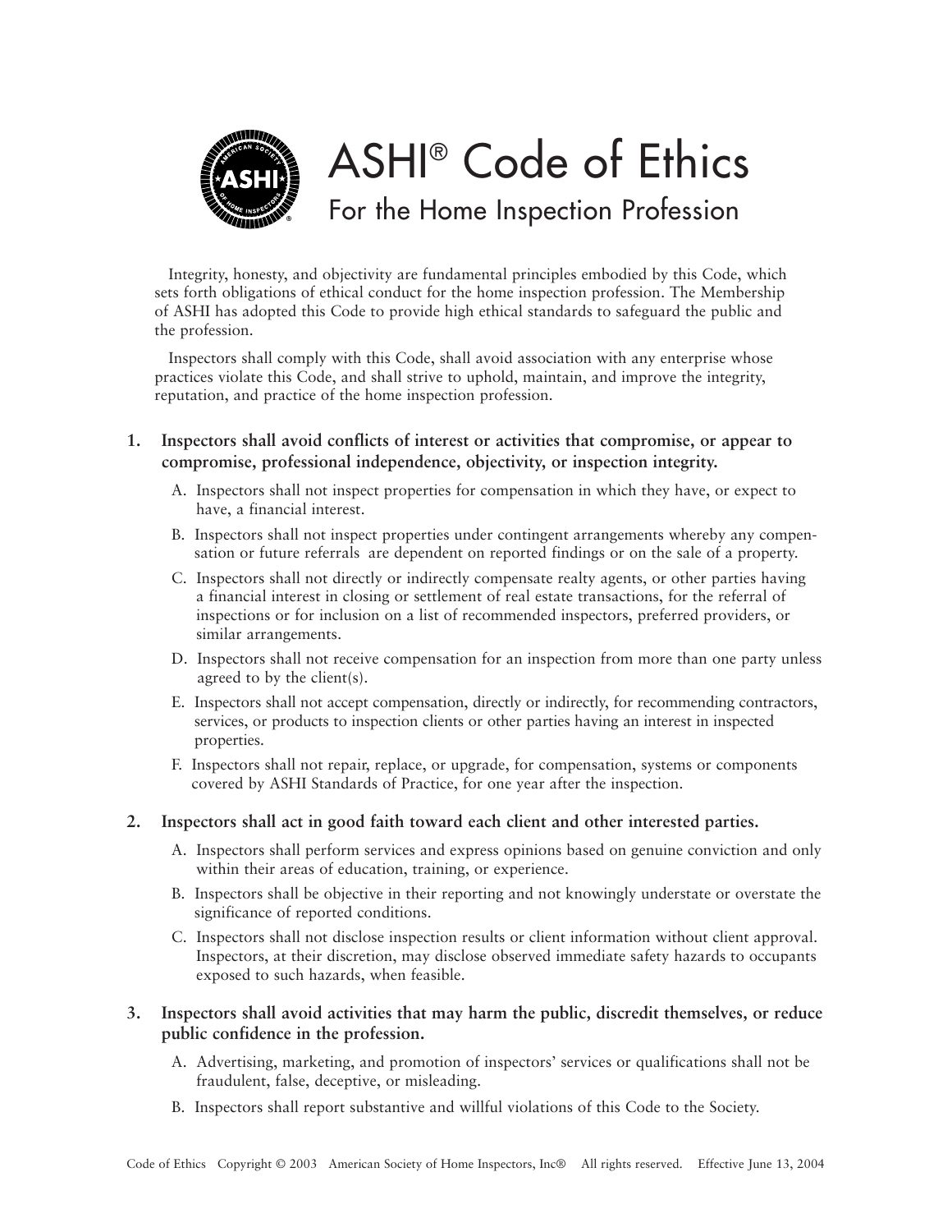# ASHI® Code of Ethics

## For the Home Inspection Profession

Integrity, honesty, and objectivity are fundamental principles embodied by this Code, which sets forth obligations of ethical conduct for the home inspection profession. The Membership of ASHI has adopted this Code to provide high ethical standards to safeguard the public and the profession.

Inspectors shall comply with this Code, shall avoid association with any enterprise whose practices violate this Code, and shall strive to uphold, maintain, and improve the integrity, reputation, and practice of the home inspection profession.

1. **Inspectors shall avoid conflicts of interest or activities that compromise, or appear to compromise, professional independence, objectivity, or inspection integrity.**
   - A. Inspectors shall not inspect properties for compensation in which they have, or expect to have, a financial interest.
   - B. Inspectors shall not inspect properties under contingent arrangements whereby any compensation or future referrals are dependent on reported findings or on the sale of a property.
   - C. Inspectors shall not directly or indirectly compensate realty agents, or other parties having a financial interest in closing or settlement of real estate transactions, for the referral of inspections or for inclusion on a list of recommended inspectors, preferred providers, or similar arrangements.
   - D. Inspectors shall not receive compensation for an inspection from more than one party unless agreed to by the client(s).
   - E. Inspectors shall not accept compensation, directly or indirectly, for recommending contractors, services, or products to inspection clients or other parties having an interest in inspected properties.
   - F. Inspectors shall not repair, replace, or upgrade, for compensation, systems or components covered by ASHI Standards of Practice, for one year after the inspection.

2. **Inspectors shall act in good faith toward each client and other interested parties.**
   - A. Inspectors shall perform services and express opinions based on genuine conviction and only within their areas of education, training, or experience.
   - B. Inspectors shall be objective in their reporting and not knowingly understate or overstate the significance of reported conditions.
   - C. Inspectors shall not disclose inspection results or client information without client approval. Inspectors, at their discretion, may disclose observed immediate safety hazards to occupants exposed to such hazards, when feasible.

3. **Inspectors shall avoid activities that may harm the public, discredit themselves, or reduce public confidence in the profession.**
   - A. Advertising, marketing, and promotion of inspectors' services or qualifications shall not be fraudulent, false, deceptive, or misleading.
   - B. Inspectors shall report substantive and willful violations of this Code to the Society.

Code of Ethics Copyright © 2003 American Society of Home Inspectors, Inc® All rights reserved. Effective June 13, 2004